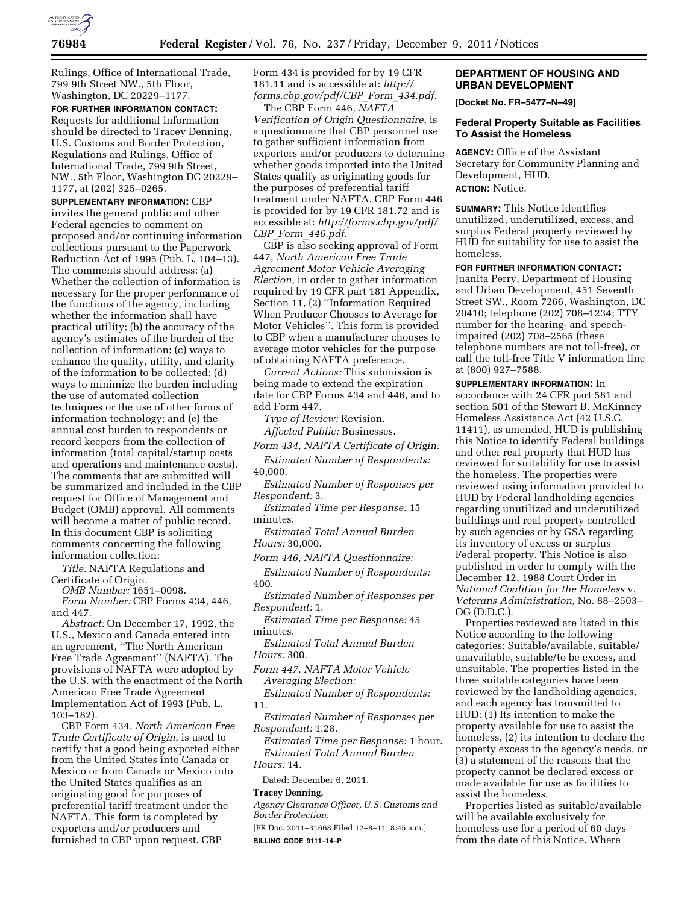Rulings, Office of International Trade, 799 9th Street NW., 5th Floor, Washington, DC 20229–1177.

**FOR FURTHER INFORMATION CONTACT:** Requests for additional information should be directed to Tracey Denning, U.S. Customs and Border Protection, Regulations and Rulings, Office of International Trade, 799 9th Street, NW., 5th Floor, Washington DC 20229–1177, at (202) 325–0265.

**SUPPLEMENTARY INFORMATION:** CBP invites the general public and other Federal agencies to comment on proposed and/or continuing information collections pursuant to the Paperwork Reduction Act of 1995 (Pub. L. 104–13). The comments should address: (a) Whether the collection of information is necessary for the proper performance of the functions of the agency, including whether the information shall have practical utility; (b) the accuracy of the agency's estimates of the burden of the collection of information; (c) ways to enhance the quality, utility, and clarity of the information to be collected; (d) ways to minimize the burden including the use of automated collection techniques or the use of other forms of information technology; and (e) the annual cost burden to respondents or record keepers from the collection of information (total capital/startup costs and operations and maintenance costs). The comments that are submitted will be summarized and included in the CBP request for Office of Management and Budget (OMB) approval. All comments will become a matter of public record. In this document CBP is soliciting comments concerning the following information collection:

*Title:* NAFTA Regulations and Certificate of Origin.

*OMB Number:* 1651–0098.

*Form Number:* CBP Forms 434, 446, and 447.

*Abstract:* On December 17, 1992, the U.S., Mexico and Canada entered into an agreement, ''The North American Free Trade Agreement'' (NAFTA). The provisions of NAFTA were adopted by the U.S. with the enactment of the North American Free Trade Agreement Implementation Act of 1993 (Pub. L. 103–182).

CBP Form 434, *North American Free Trade Certificate of Origin*, is used to certify that a good being exported either from the United States into Canada or Mexico or from Canada or Mexico into the United States qualifies as an originating good for purposes of preferential tariff treatment under the NAFTA. This form is completed by exporters and/or producers and furnished to CBP upon request. CBP Form 434 is provided for by 19 CFR 181.11 and is accessible at: *http://forms.cbp.gov/pdf/CBP_Form_434.pdf.*

The CBP Form 446, *NAFTA Verification of Origin Questionnaire*, is a questionnaire that CBP personnel use to gather sufficient information from exporters and/or producers to determine whether goods imported into the United States qualify as originating goods for the purposes of preferential tariff treatment under NAFTA. CBP Form 446 is provided for by 19 CFR 181.72 and is accessible at: *http://forms.cbp.gov/pdf/CBP_Form_446.pdf.*

CBP is also seeking approval of Form 447, *North American Free Trade Agreement Motor Vehicle Averaging Election*, in order to gather information required by 19 CFR part 181 Appendix, Section 11, (2) ''Information Required When Producer Chooses to Average for Motor Vehicles''. This form is provided to CBP when a manufacturer chooses to average motor vehicles for the purpose of obtaining NAFTA preference.

*Current Actions:* This submission is being made to extend the expiration date for CBP Forms 434 and 446, and to add Form 447.

*Type of Review:* Revision.

*Affected Public:* Businesses.

*Form 434, NAFTA Certificate of Origin:*

*Estimated Number of Respondents:* 40,000.

*Estimated Number of Responses per Respondent:* 3.

*Estimated Time per Response:* 15 minutes.

*Estimated Total Annual Burden Hours:* 30,000.

*Form 446, NAFTA Questionnaire:*

*Estimated Number of Respondents:* 400.

*Estimated Number of Responses per Respondent:* 1.

*Estimated Time per Response:* 45 minutes.

*Estimated Total Annual Burden Hours:* 300.

*Form 447, NAFTA Motor Vehicle Averaging Election:*

*Estimated Number of Respondents:* 11.

*Estimated Number of Responses per Respondent:* 1.28.

*Estimated Time per Response:* 1 hour.

*Estimated Total Annual Burden Hours:* 14.

Dated: December 6, 2011.

**Tracey Denning,**

*Agency Clearance Officer, U.S. Customs and Border Protection.*

[FR Doc. 2011–31668 Filed 12–8–11; 8:45 a.m.]

**BILLING CODE 9111–14–P**

## DEPARTMENT OF HOUSING AND URBAN DEVELOPMENT

**[Docket No. FR–5477–N–49]**

### Federal Property Suitable as Facilities To Assist the Homeless

**AGENCY:** Office of the Assistant Secretary for Community Planning and Development, HUD.

**ACTION:** Notice.

**SUMMARY:** This Notice identifies unutilized, underutilized, excess, and surplus Federal property reviewed by HUD for suitability for use to assist the homeless.

**FOR FURTHER INFORMATION CONTACT:** Juanita Perry, Department of Housing and Urban Development, 451 Seventh Street SW., Room 7266, Washington, DC 20410; telephone (202) 708–1234; TTY number for the hearing- and speech-impaired (202) 708–2565 (these telephone numbers are not toll-free), or call the toll-free Title V information line at (800) 927–7588.

**SUPPLEMENTARY INFORMATION:** In accordance with 24 CFR part 581 and section 501 of the Stewart B. McKinney Homeless Assistance Act (42 U.S.C. 11411), as amended, HUD is publishing this Notice to identify Federal buildings and other real property that HUD has reviewed for suitability for use to assist the homeless. The properties were reviewed using information provided to HUD by Federal landholding agencies regarding unutilized and underutilized buildings and real property controlled by such agencies or by GSA regarding its inventory of excess or surplus Federal property. This Notice is also published in order to comply with the December 12, 1988 Court Order in *National Coalition for the Homeless* v. *Veterans Administration,* No. 88–2503–OG (D.D.C.).

Properties reviewed are listed in this Notice according to the following categories: Suitable/available, suitable/unavailable, suitable/to be excess, and unsuitable. The properties listed in the three suitable categories have been reviewed by the landholding agencies, and each agency has transmitted to HUD: (1) Its intention to make the property available for use to assist the homeless, (2) its intention to declare the property excess to the agency's needs, or (3) a statement of the reasons that the property cannot be declared excess or made available for use as facilities to assist the homeless.

Properties listed as suitable/available will be available exclusively for homeless use for a period of 60 days from the date of this Notice. Where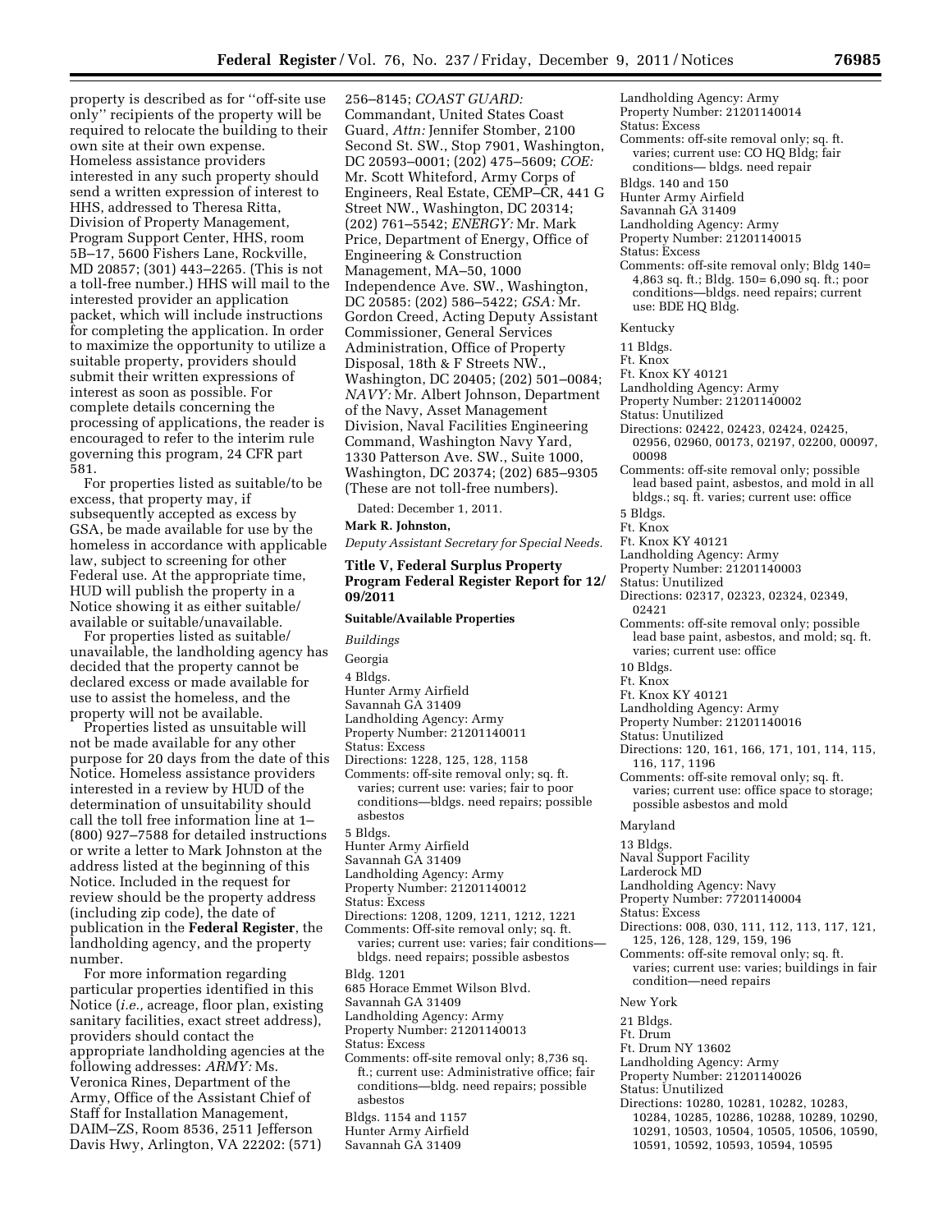property is described as for ''off-site use only'' recipients of the property will be required to relocate the building to their own site at their own expense. Homeless assistance providers interested in any such property should send a written expression of interest to HHS, addressed to Theresa Ritta, Division of Property Management, Program Support Center, HHS, room 5B–17, 5600 Fishers Lane, Rockville, MD 20857; (301) 443–2265. (This is not a toll-free number.) HHS will mail to the interested provider an application packet, which will include instructions for completing the application. In order to maximize the opportunity to utilize a suitable property, providers should submit their written expressions of interest as soon as possible. For complete details concerning the processing of applications, the reader is encouraged to refer to the interim rule governing this program, 24 CFR part 581.

For properties listed as suitable/to be excess, that property may, if subsequently accepted as excess by GSA, be made available for use by the homeless in accordance with applicable law, subject to screening for other Federal use. At the appropriate time, HUD will publish the property in a Notice showing it as either suitable/available or suitable/unavailable.

For properties listed as suitable/unavailable, the landholding agency has decided that the property cannot be declared excess or made available for use to assist the homeless, and the property will not be available.

Properties listed as unsuitable will not be made available for any other purpose for 20 days from the date of this Notice. Homeless assistance providers interested in a review by HUD of the determination of unsuitability should call the toll free information line at 1–(800) 927–7588 for detailed instructions or write a letter to Mark Johnston at the address listed at the beginning of this Notice. Included in the request for review should be the property address (including zip code), the date of publication in the **Federal Register**, the landholding agency, and the property number.

For more information regarding particular properties identified in this Notice (*i.e.,* acreage, floor plan, existing sanitary facilities, exact street address), providers should contact the appropriate landholding agencies at the following addresses: *ARMY:* Ms. Veronica Rines, Department of the Army, Office of the Assistant Chief of Staff for Installation Management, DAIM–ZS, Room 8536, 2511 Jefferson Davis Hwy, Arlington, VA 22202: (571) 256–8145; *COAST GUARD:* Commandant, United States Coast Guard, *Attn:* Jennifer Stomber, 2100 Second St. SW., Stop 7901, Washington, DC 20593–0001; (202) 475–5609; *COE:* Mr. Scott Whiteford, Army Corps of Engineers, Real Estate, CEMP–CR, 441 G Street NW., Washington, DC 20314; (202) 761–5542; *ENERGY:* Mr. Mark Price, Department of Energy, Office of Engineering & Construction Management, MA–50, 1000 Independence Ave. SW., Washington, DC 20585: (202) 586–5422; *GSA:* Mr. Gordon Creed, Acting Deputy Assistant Commissioner, General Services Administration, Office of Property Disposal, 18th & F Streets NW., Washington, DC 20405; (202) 501–0084; *NAVY:* Mr. Albert Johnson, Department of the Navy, Asset Management Division, Naval Facilities Engineering Command, Washington Navy Yard, 1330 Patterson Ave. SW., Suite 1000, Washington, DC 20374; (202) 685–9305 (These are not toll-free numbers).

Dated: December 1, 2011.

**Mark R. Johnston,**

*Deputy Assistant Secretary for Special Needs.*

## Title V, Federal Surplus Property Program Federal Register Report for 12/09/2011

### Suitable/Available Properties

*Buildings*

Georgia

4 Bldgs.
Hunter Army Airfield
Savannah GA 31409
Landholding Agency: Army
Property Number: 21201140011
Status: Excess
Directions: 1228, 125, 128, 1158
Comments: off-site removal only; sq. ft. varies; current use: varies; fair to poor conditions—bldgs. need repairs; possible asbestos

5 Bldgs.
Hunter Army Airfield
Savannah GA 31409
Landholding Agency: Army
Property Number: 21201140012
Status: Excess
Directions: 1208, 1209, 1211, 1212, 1221
Comments: Off-site removal only; sq. ft. varies; current use: varies; fair conditions—bldgs. need repairs; possible asbestos

Bldg. 1201
685 Horace Emmet Wilson Blvd.
Savannah GA 31409
Landholding Agency: Army
Property Number: 21201140013
Status: Excess
Comments: off-site removal only; 8,736 sq. ft.; current use: Administrative office; fair conditions—bldg. need repairs; possible asbestos

Bldgs. 1154 and 1157
Hunter Army Airfield
Savannah GA 31409
Landholding Agency: Army
Property Number: 21201140014
Status: Excess
Comments: off-site removal only; sq. ft. varies; current use: CO HQ Bldg; fair conditions— bldgs. need repair

Bldgs. 140 and 150
Hunter Army Airfield
Savannah GA 31409
Landholding Agency: Army
Property Number: 21201140015
Status: Excess
Comments: off-site removal only; Bldg 140= 4,863 sq. ft.; Bldg. 150= 6,090 sq. ft.; poor conditions—bldgs. need repairs; current use: BDE HQ Bldg.

Kentucky

11 Bldgs.
Ft. Knox
Ft. Knox KY 40121
Landholding Agency: Army
Property Number: 21201140002
Status: Unutilized
Directions: 02422, 02423, 02424, 02425, 02956, 02960, 00173, 02197, 02200, 00097, 00098
Comments: off-site removal only; possible lead based paint, asbestos, and mold in all bldgs.; sq. ft. varies; current use: office

5 Bldgs.
Ft. Knox
Ft. Knox KY 40121
Landholding Agency: Army
Property Number: 21201140003
Status: Unutilized
Directions: 02317, 02323, 02324, 02349, 02421
Comments: off-site removal only; possible lead base paint, asbestos, and mold; sq. ft. varies; current use: office

10 Bldgs.
Ft. Knox
Ft. Knox KY 40121
Landholding Agency: Army
Property Number: 21201140016
Status: Unutilized
Directions: 120, 161, 166, 171, 101, 114, 115, 116, 117, 1196
Comments: off-site removal only; sq. ft. varies; current use: office space to storage; possible asbestos and mold

Maryland

13 Bldgs.
Naval Support Facility
Larderock MD
Landholding Agency: Navy
Property Number: 77201140004
Status: Excess
Directions: 008, 030, 111, 112, 113, 117, 121, 125, 126, 128, 129, 159, 196
Comments: off-site removal only; sq. ft. varies; current use: varies; buildings in fair condition—need repairs

New York

21 Bldgs.
Ft. Drum
Ft. Drum NY 13602
Landholding Agency: Army
Property Number: 21201140026
Status: Unutilized
Directions: 10280, 10281, 10282, 10283, 10284, 10285, 10286, 10288, 10289, 10290, 10291, 10503, 10504, 10505, 10506, 10590, 10591, 10592, 10593, 10594, 10595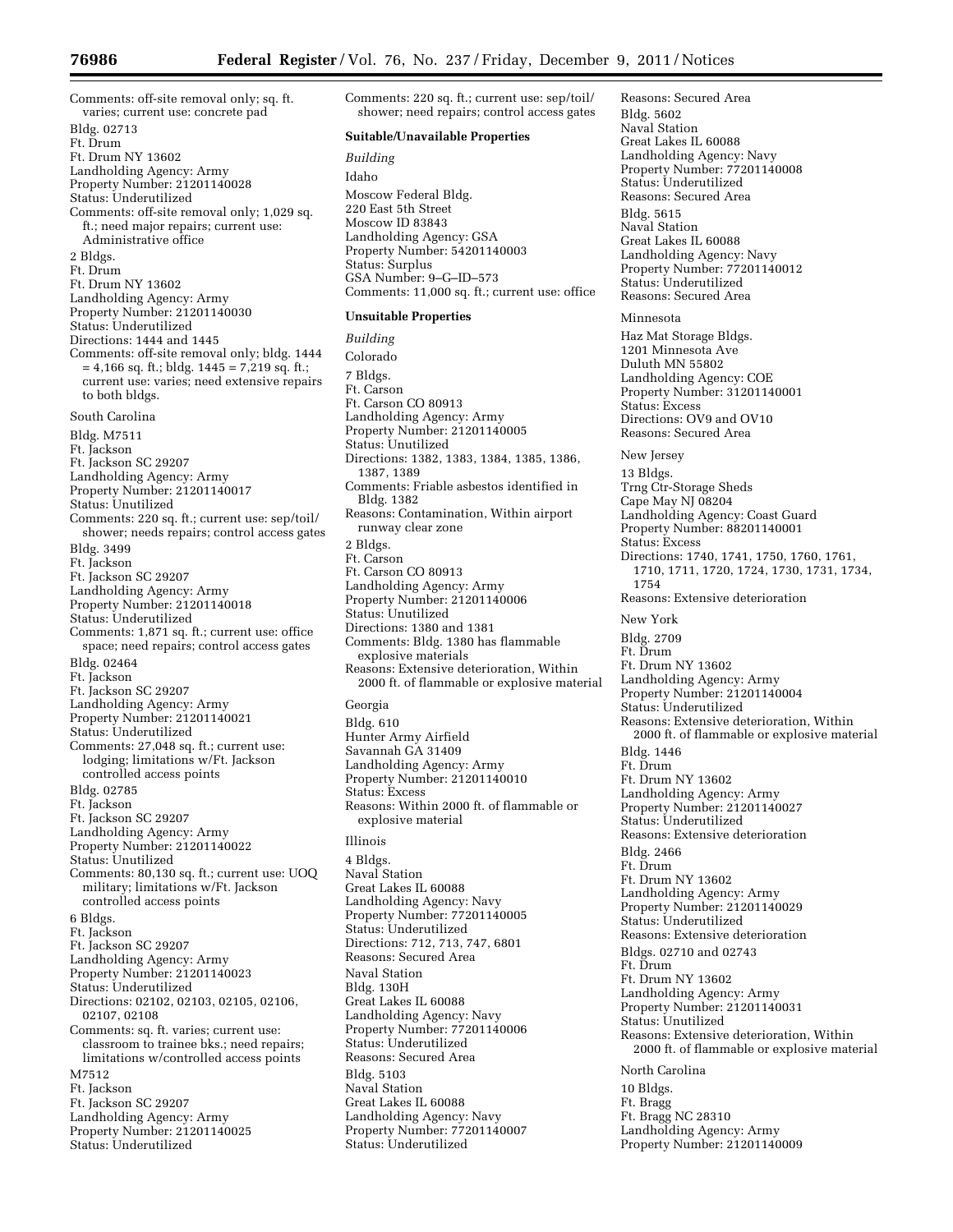Comments: off-site removal only; sq. ft. varies; current use: concrete pad

Bldg. 02713
Ft. Drum
Ft. Drum NY 13602
Landholding Agency: Army
Property Number: 21201140028
Status: Underutilized
Comments: off-site removal only; 1,029 sq. ft.; need major repairs; current use: Administrative office

2 Bldgs.
Ft. Drum
Ft. Drum NY 13602
Landholding Agency: Army
Property Number: 21201140030
Status: Underutilized
Directions: 1444 and 1445
Comments: off-site removal only; bldg. 1444 = 4,166 sq. ft.; bldg. 1445 = 7,219 sq. ft.; current use: varies; need extensive repairs to both bldgs.

South Carolina

Bldg. M7511
Ft. Jackson
Ft. Jackson SC 29207
Landholding Agency: Army
Property Number: 21201140017
Status: Unutilized
Comments: 220 sq. ft.; current use: sep/toil/shower; needs repairs; control access gates

Bldg. 3499
Ft. Jackson
Ft. Jackson SC 29207
Landholding Agency: Army
Property Number: 21201140018
Status: Underutilized
Comments: 1,871 sq. ft.; current use: office space; need repairs; control access gates

Bldg. 02464
Ft. Jackson
Ft. Jackson SC 29207
Landholding Agency: Army
Property Number: 21201140021
Status: Underutilized
Comments: 27,048 sq. ft.; current use: lodging; limitations w/Ft. Jackson controlled access points

Bldg. 02785
Ft. Jackson
Ft. Jackson SC 29207
Landholding Agency: Army
Property Number: 21201140022
Status: Unutilized
Comments: 80,130 sq. ft.; current use: UOQ military; limitations w/Ft. Jackson controlled access points

6 Bldgs.
Ft. Jackson
Ft. Jackson SC 29207
Landholding Agency: Army
Property Number: 21201140023
Status: Underutilized
Directions: 02102, 02103, 02105, 02106, 02107, 02108
Comments: sq. ft. varies; current use: classroom to trainee bks.; need repairs; limitations w/controlled access points

M7512
Ft. Jackson
Ft. Jackson SC 29207
Landholding Agency: Army
Property Number: 21201140025
Status: Underutilized
Comments: 220 sq. ft.; current use: sep/toil/shower; need repairs; control access gates

**Suitable/Unavailable Properties**

*Building*

Idaho

Moscow Federal Bldg.
220 East 5th Street
Moscow ID 83843
Landholding Agency: GSA
Property Number: 54201140003
Status: Surplus
GSA Number: 9–G–ID–573
Comments: 11,000 sq. ft.; current use: office

**Unsuitable Properties**

*Building*

Colorado

7 Bldgs.
Ft. Carson
Ft. Carson CO 80913
Landholding Agency: Army
Property Number: 21201140005
Status: Unutilized
Directions: 1382, 1383, 1384, 1385, 1386, 1387, 1389
Comments: Friable asbestos identified in Bldg. 1382
Reasons: Contamination, Within airport runway clear zone

2 Bldgs.
Ft. Carson
Ft. Carson CO 80913
Landholding Agency: Army
Property Number: 21201140006
Status: Unutilized
Directions: 1380 and 1381
Comments: Bldg. 1380 has flammable explosive materials
Reasons: Extensive deterioration, Within 2000 ft. of flammable or explosive material

Georgia

Bldg. 610
Hunter Army Airfield
Savannah GA 31409
Landholding Agency: Army
Property Number: 21201140010
Status: Excess
Reasons: Within 2000 ft. of flammable or explosive material

Illinois

4 Bldgs.
Naval Station
Great Lakes IL 60088
Landholding Agency: Navy
Property Number: 77201140005
Status: Underutilized
Directions: 712, 713, 747, 6801
Reasons: Secured Area

Naval Station
Bldg. 130H
Great Lakes IL 60088
Landholding Agency: Navy
Property Number: 77201140006
Status: Underutilized
Reasons: Secured Area

Bldg. 5103
Naval Station
Great Lakes IL 60088
Landholding Agency: Navy
Property Number: 77201140007
Status: Underutilized
Reasons: Secured Area

Bldg. 5602
Naval Station
Great Lakes IL 60088
Landholding Agency: Navy
Property Number: 77201140008
Status: Underutilized
Reasons: Secured Area

Bldg. 5615
Naval Station
Great Lakes IL 60088
Landholding Agency: Navy
Property Number: 77201140012
Status: Underutilized
Reasons: Secured Area

Minnesota

Haz Mat Storage Bldgs.
1201 Minnesota Ave
Duluth MN 55802
Landholding Agency: COE
Property Number: 31201140001
Status: Excess
Directions: OV9 and OV10
Reasons: Secured Area

New Jersey

13 Bldgs.
Trng Ctr-Storage Sheds
Cape May NJ 08204
Landholding Agency: Coast Guard
Property Number: 88201140001
Status: Excess
Directions: 1740, 1741, 1750, 1760, 1761, 1710, 1711, 1720, 1724, 1730, 1731, 1734, 1754
Reasons: Extensive deterioration

New York

Bldg. 2709
Ft. Drum
Ft. Drum NY 13602
Landholding Agency: Army
Property Number: 21201140004
Status: Underutilized
Reasons: Extensive deterioration, Within 2000 ft. of flammable or explosive material

Bldg. 1446
Ft. Drum
Ft. Drum NY 13602
Landholding Agency: Army
Property Number: 21201140027
Status: Underutilized
Reasons: Extensive deterioration

Bldg. 2466
Ft. Drum
Ft. Drum NY 13602
Landholding Agency: Army
Property Number: 21201140029
Status: Underutilized
Reasons: Extensive deterioration

Bldgs. 02710 and 02743
Ft. Drum
Ft. Drum NY 13602
Landholding Agency: Army
Property Number: 21201140031
Status: Unutilized
Reasons: Extensive deterioration, Within 2000 ft. of flammable or explosive material

North Carolina

10 Bldgs.
Ft. Bragg
Ft. Bragg NC 28310
Landholding Agency: Army
Property Number: 21201140009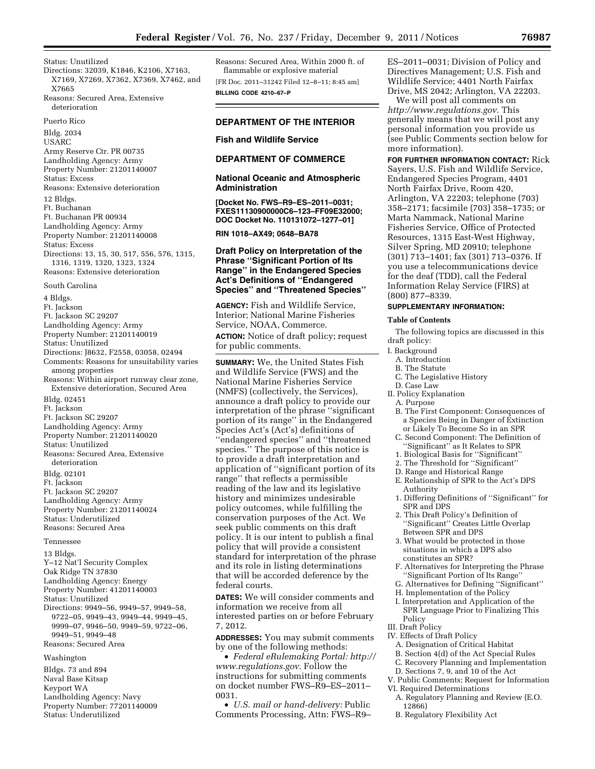Status: Unutilized
Directions: 32039, K1846, K2106, X7163, X7169, X7269, X7362, X7369, X7462, and X7665
Reasons: Secured Area, Extensive deterioration

Puerto Rico

Bldg. 2034
USARC
Army Reserve Ctr. PR 00735
Landholding Agency: Army
Property Number: 21201140007
Status: Excess
Reasons: Extensive deterioration

12 Bldgs.
Ft. Buchanan
Ft. Buchanan PR 00934
Landholding Agency: Army
Property Number: 21201140008
Status: Excess
Directions: 13, 15, 30, 517, 556, 576, 1315, 1316, 1319, 1320, 1323, 1324
Reasons: Extensive deterioration

South Carolina

4 Bldgs.
Ft. Jackson
Ft. Jackson SC 29207
Landholding Agency: Army
Property Number: 21201140019
Status: Unutilized
Directions: J8632, F2558, 03058, 02494
Comments: Reasons for unsuitability varies among properties
Reasons: Within airport runway clear zone, Extensive deterioration, Secured Area

Bldg. 02451
Ft. Jackson
Ft. Jackson SC 29207
Landholding Agency: Army
Property Number: 21201140020
Status: Unutilized
Reasons: Secured Area, Extensive deterioration

Bldg. 02101
Ft. Jackson
Ft. Jackson SC 29207
Landholding Agency: Army
Property Number: 21201140024
Status: Underutilized
Reasons: Secured Area

Tennessee

13 Bldgs.
Y–12 Nat'l Security Complex
Oak Ridge TN 37830
Landholding Agency: Energy
Property Number: 41201140003
Status: Unutilized
Directions: 9949–56, 9949–57, 9949–58, 9722–05, 9949–43, 9949–44, 9949–45, 9999–07, 9946–50, 9949–59, 9722–06, 9949–51, 9949–48
Reasons: Secured Area

Washington

Bldgs. 73 and 894
Naval Base Kitsap
Keyport WA
Landholding Agency: Navy
Property Number: 77201140009
Status: Underutilized
Reasons: Secured Area, Within 2000 ft. of flammable or explosive material

[FR Doc. 2011–31242 Filed 12–8–11; 8:45 am]

**BILLING CODE 4210–67–P**

## DEPARTMENT OF THE INTERIOR

### Fish and Wildlife Service

## DEPARTMENT OF COMMERCE

### National Oceanic and Atmospheric Administration

**[Docket No. FWS–R9–ES–2011–0031; FXES11130900000C6–123–FF09E32000; DOC Docket No. 110131072–1277–01]**

**RIN 1018–AX49; 0648–BA78**

### Draft Policy on Interpretation of the Phrase "Significant Portion of Its Range" in the Endangered Species Act's Definitions of "Endangered Species" and "Threatened Species"

**AGENCY:** Fish and Wildlife Service, Interior; National Marine Fisheries Service, NOAA, Commerce.

**ACTION:** Notice of draft policy; request for public comments.

**SUMMARY:** We, the United States Fish and Wildlife Service (FWS) and the National Marine Fisheries Service (NMFS) (collectively, the Services), announce a draft policy to provide our interpretation of the phrase "significant portion of its range" in the Endangered Species Act's (Act's) definitions of "endangered species" and "threatened species." The purpose of this notice is to provide a draft interpretation and application of "significant portion of its range" that reflects a permissible reading of the law and its legislative history and minimizes undesirable policy outcomes, while fulfilling the conservation purposes of the Act. We seek public comments on this draft policy. It is our intent to publish a final policy that will provide a consistent standard for interpretation of the phrase and its role in listing determinations that will be accorded deference by the federal courts.

**DATES:** We will consider comments and information we receive from all interested parties on or before February 7, 2012.

**ADDRESSES:** You may submit comments by one of the following methods:

- *Federal eRulemaking Portal: http://www.regulations.gov*. Follow the instructions for submitting comments on docket number FWS–R9–ES–2011–0031.
- *U.S. mail or hand-delivery:* Public Comments Processing, Attn: FWS–R9–ES–2011–0031; Division of Policy and Directives Management; U.S. Fish and Wildlife Service; 4401 North Fairfax Drive, MS 2042; Arlington, VA 22203.

We will post all comments on *http://www.regulations.gov*. This generally means that we will post any personal information you provide us (see Public Comments section below for more information).

**FOR FURTHER INFORMATION CONTACT:** Rick Sayers, U.S. Fish and Wildlife Service, Endangered Species Program, 4401 North Fairfax Drive, Room 420, Arlington, VA 22203; telephone (703) 358–2171; facsimile (703) 358–1735; or Marta Nammack, National Marine Fisheries Service, Office of Protected Resources, 1315 East-West Highway, Silver Spring, MD 20910; telephone (301) 713–1401; fax (301) 713–0376. If you use a telecommunications device for the deaf (TDD), call the Federal Information Relay Service (FIRS) at (800) 877–8339.

**SUPPLEMENTARY INFORMATION:**

**Table of Contents**

The following topics are discussed in this draft policy:

- I. Background
  - A. Introduction
  - B. The Statute
  - C. The Legislative History
  - D. Case Law
- II. Policy Explanation
  - A. Purpose
  - B. The First Component: Consequences of a Species Being in Danger of Extinction or Likely To Become So in an SPR
  - C. Second Component: The Definition of "Significant" as It Relates to SPR
    1. Biological Basis for "Significant"
    2. The Threshold for "Significant"
  - D. Range and Historical Range
  - E. Relationship of SPR to the Act's DPS Authority
    1. Differing Definitions of "Significant" for SPR and DPS
    2. This Draft Policy's Definition of "Significant" Creates Little Overlap Between SPR and DPS
    3. What would be protected in those situations in which a DPS also constitutes an SPR?
  - F. Alternatives for Interpreting the Phrase "Significant Portion of Its Range"
  - G. Alternatives for Defining "Significant"
  - H. Implementation of the Policy
  - I. Interpretation and Application of the SPR Language Prior to Finalizing This Policy
- III. Draft Policy
- IV. Effects of Draft Policy
  - A. Designation of Critical Habitat
  - B. Section 4(d) of the Act Special Rules
  - C. Recovery Planning and Implementation
  - D. Sections 7, 9, and 10 of the Act
- V. Public Comments; Request for Information
- VI. Required Determinations
  - A. Regulatory Planning and Review (E.O. 12866)
  - B. Regulatory Flexibility Act